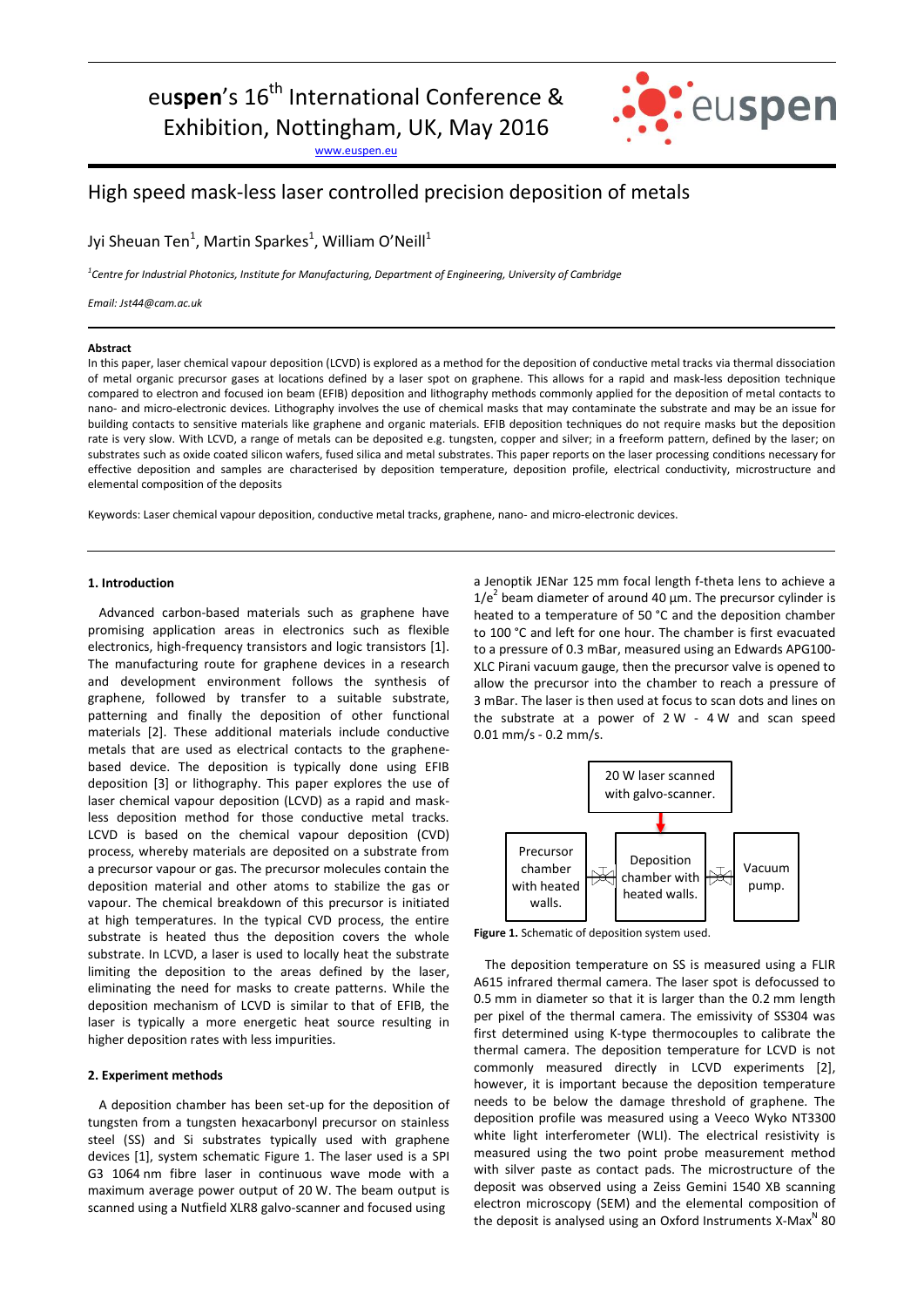euspen's 16th International Conference & Exhibition, Nottingham, UK, May 2016

www.euspen.eu

# High speed mask-less laser controlled precision deposition of metals

Jyi Sheuan Ten[1], Martin Sparkes[1], William O'Neill[1]

[1]*Centre for Industrial Photonics, Institute for Manufacturing, Department of Engineering, University of Cambridge*

*Email: Jst44@cam.ac.uk*

**Abstract**

In this paper, laser chemical vapour deposition (LCVD) is explored as a method for the deposition of conductive metal tracks via thermal dissociation of metal organic precursor gases at locations defined by a laser spot on graphene. This allows for a rapid and mask-less deposition technique compared to electron and focused ion beam (EFIB) deposition and lithography methods commonly applied for the deposition of metal contacts to nano- and micro-electronic devices. Lithography involves the use of chemical masks that may contaminate the substrate and may be an issue for building contacts to sensitive materials like graphene and organic materials. EFIB deposition techniques do not require masks but the deposition rate is very slow. With LCVD, a range of metals can be deposited e.g. tungsten, copper and silver; in a freeform pattern, defined by the laser; on substrates such as oxide coated silicon wafers, fused silica and metal substrates. This paper reports on the laser processing conditions necessary for effective deposition and samples are characterised by deposition temperature, deposition profile, electrical conductivity, microstructure and elemental composition of the deposits

Keywords: Laser chemical vapour deposition, conductive metal tracks, graphene, nano- and micro-electronic devices.

## 1. Introduction

Advanced carbon-based materials such as graphene have promising application areas in electronics such as flexible electronics, high-frequency transistors and logic transistors [1]. The manufacturing route for graphene devices in a research and development environment follows the synthesis of graphene, followed by transfer to a suitable substrate, patterning and finally the deposition of other functional materials [2]. These additional materials include conductive metals that are used as electrical contacts to the graphene-based device. The deposition is typically done using EFIB deposition [3] or lithography. This paper explores the use of laser chemical vapour deposition (LCVD) as a rapid and mask-less deposition method for those conductive metal tracks. LCVD is based on the chemical vapour deposition (CVD) process, whereby materials are deposited on a substrate from a precursor vapour or gas. The precursor molecules contain the deposition material and other atoms to stabilize the gas or vapour. The chemical breakdown of this precursor is initiated at high temperatures. In the typical CVD process, the entire substrate is heated thus the deposition covers the whole substrate. In LCVD, a laser is used to locally heat the substrate limiting the deposition to the areas defined by the laser, eliminating the need for masks to create patterns. While the deposition mechanism of LCVD is similar to that of EFIB, the laser is typically a more energetic heat source resulting in higher deposition rates with less impurities.

## 2. Experiment methods

A deposition chamber has been set-up for the deposition of tungsten from a tungsten hexacarbonyl precursor on stainless steel (SS) and Si substrates typically used with graphene devices [1], system schematic Figure 1. The laser used is a SPI G3 1064 nm fibre laser in continuous wave mode with a maximum average power output of 20 W. The beam output is scanned using a Nutfield XLR8 galvo-scanner and focused using a Jenoptik JENar 125 mm focal length f-theta lens to achieve a $1/e^2$ beam diameter of around 40 µm. The precursor cylinder is heated to a temperature of 50 °C and the deposition chamber to 100 °C and left for one hour. The chamber is first evacuated to a pressure of 0.3 mBar, measured using an Edwards APG100-XLC Pirani vacuum gauge, then the precursor valve is opened to allow the precursor into the chamber to reach a pressure of 3 mBar. The laser is then used at focus to scan dots and lines on the substrate at a power of 2 W - 4 W and scan speed 0.01 mm/s - 0.2 mm/s.

20 W laser scanned with galvo-scanner.

Precursor chamber with heated walls. | Deposition chamber with heated walls. | Vacuum pump.

**Figure 1.** Schematic of deposition system used.

The deposition temperature on SS is measured using a FLIR A615 infrared thermal camera. The laser spot is defocussed to 0.5 mm in diameter so that it is larger than the 0.2 mm length per pixel of the thermal camera. The emissivity of SS304 was first determined using K-type thermocouples to calibrate the thermal camera. The deposition temperature for LCVD is not commonly measured directly in LCVD experiments [2], however, it is important because the deposition temperature needs to be below the damage threshold of graphene. The deposition profile was measured using a Veeco Wyko NT3300 white light interferometer (WLI). The electrical resistivity is measured using the two point probe measurement method with silver paste as contact pads. The microstructure of the deposit was observed using a Zeiss Gemini 1540 XB scanning electron microscopy (SEM) and the elemental composition of the deposit is analysed using an Oxford Instruments X-Max$^N$ 80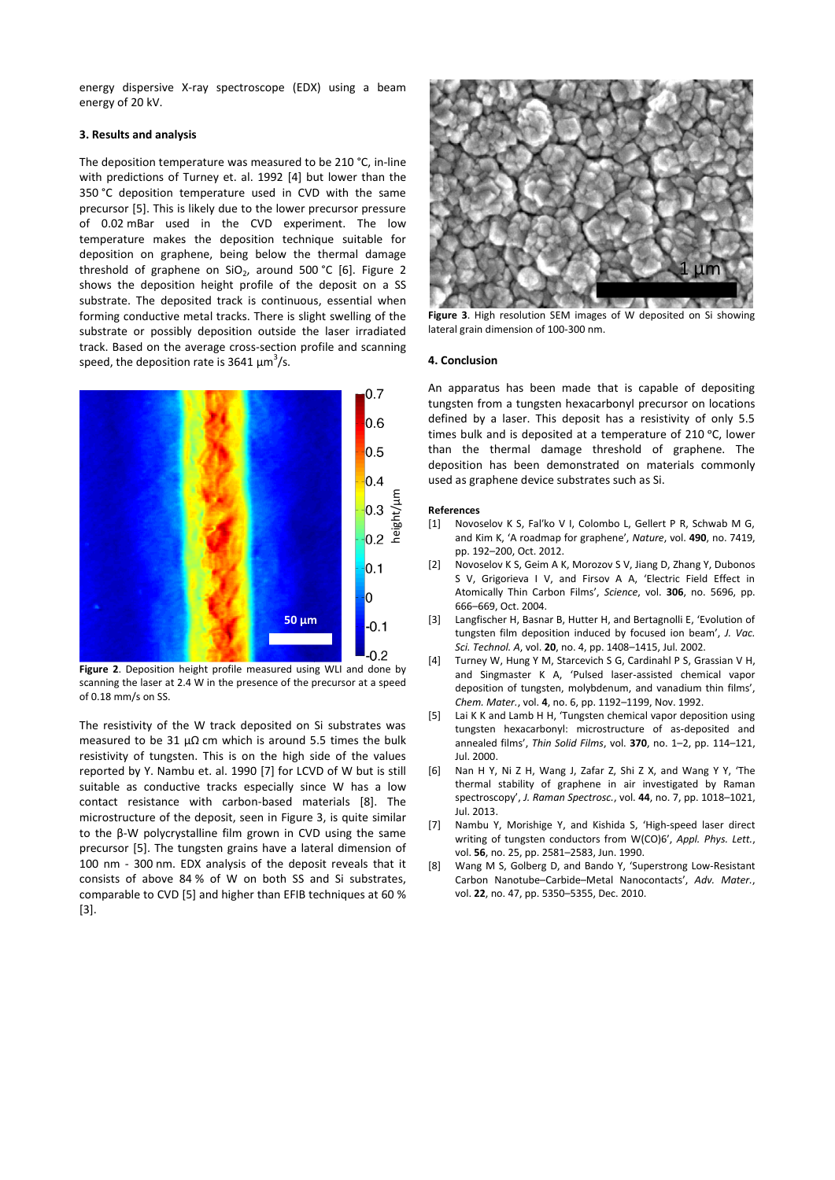energy dispersive X-ray spectroscope (EDX) using a beam energy of 20 kV.

### 3. Results and analysis

The deposition temperature was measured to be 210 °C, in-line with predictions of Turney et. al. 1992 [4] but lower than the 350 °C deposition temperature used in CVD with the same precursor [5]. This is likely due to the lower precursor pressure of 0.02 mBar used in the CVD experiment. The low temperature makes the deposition technique suitable for deposition on graphene, being below the thermal damage threshold of graphene on $SiO_2$, around 500 °C [6]. Figure 2 shows the deposition height profile of the deposit on a SS substrate. The deposited track is continuous, essential when forming conductive metal tracks. There is slight swelling of the substrate or possibly deposition outside the laser irradiated track. Based on the average cross-section profile and scanning speed, the deposition rate is 3641 $\mu m^3$/s.

50 µm

0.7
0.6
0.5
0.4
0.3
0.2
0.1
0
-0.1
-0.2
height/µm

**Figure 2**. Deposition height profile measured using WLI and done by scanning the laser at 2.4 W in the presence of the precursor at a speed of 0.18 mm/s on SS.

The resistivity of the W track deposited on Si substrates was measured to be 31 µΩ cm which is around 5.5 times the bulk resistivity of tungsten. This is on the high side of the values reported by Y. Nambu et. al. 1990 [7] for LCVD of W but is still suitable as conductive tracks especially since W has a low contact resistance with carbon-based materials [8]. The microstructure of the deposit, seen in Figure 3, is quite similar to the β-W polycrystalline film grown in CVD using the same precursor [5]. The tungsten grains have a lateral dimension of 100 nm - 300 nm. EDX analysis of the deposit reveals that it consists of above 84 % of W on both SS and Si substrates, comparable to CVD [5] and higher than EFIB techniques at 60 % [3].

1 µm

**Figure 3**. High resolution SEM images of W deposited on Si showing lateral grain dimension of 100-300 nm.

### 4. Conclusion

An apparatus has been made that is capable of depositing tungsten from a tungsten hexacarbonyl precursor on locations defined by a laser. This deposit has a resistivity of only 5.5 times bulk and is deposited at a temperature of 210 °C, lower than the thermal damage threshold of graphene. The deposition has been demonstrated on materials commonly used as graphene device substrates such as Si.

### References

[1] Novoselov K S, Fal'ko V I, Colombo L, Gellert P R, Schwab M G, and Kim K, 'A roadmap for graphene', *Nature*, vol. **490**, no. 7419, pp. 192–200, Oct. 2012.

[2] Novoselov K S, Geim A K, Morozov S V, Jiang D, Zhang Y, Dubonos S V, Grigorieva I V, and Firsov A A, 'Electric Field Effect in Atomically Thin Carbon Films', *Science*, vol. **306**, no. 5696, pp. 666–669, Oct. 2004.

[3] Langfischer H, Basnar B, Hutter H, and Bertagnolli E, 'Evolution of tungsten film deposition induced by focused ion beam', *J. Vac. Sci. Technol. A*, vol. **20**, no. 4, pp. 1408–1415, Jul. 2002.

[4] Turney W, Hung Y M, Starcevich S G, Cardinahl P S, Grassian V H, and Singmaster K A, 'Pulsed laser-assisted chemical vapor deposition of tungsten, molybdenum, and vanadium thin films', *Chem. Mater.*, vol. **4**, no. 6, pp. 1192–1199, Nov. 1992.

[5] Lai K K and Lamb H H, 'Tungsten chemical vapor deposition using tungsten hexacarbonyl: microstructure of as-deposited and annealed films', *Thin Solid Films*, vol. **370**, no. 1–2, pp. 114–121, Jul. 2000.

[6] Nan H Y, Ni Z H, Wang J, Zafar Z, Shi Z X, and Wang Y Y, 'The thermal stability of graphene in air investigated by Raman spectroscopy', *J. Raman Spectrosc.*, vol. **44**, no. 7, pp. 1018–1021, Jul. 2013.

[7] Nambu Y, Morishige Y, and Kishida S, 'High-speed laser direct writing of tungsten conductors from W(CO)6', *Appl. Phys. Lett.*, vol. **56**, no. 25, pp. 2581–2583, Jun. 1990.

[8] Wang M S, Golberg D, and Bando Y, 'Superstrong Low-Resistant Carbon Nanotube–Carbide–Metal Nanocontacts', *Adv. Mater.*, vol. **22**, no. 47, pp. 5350–5355, Dec. 2010.